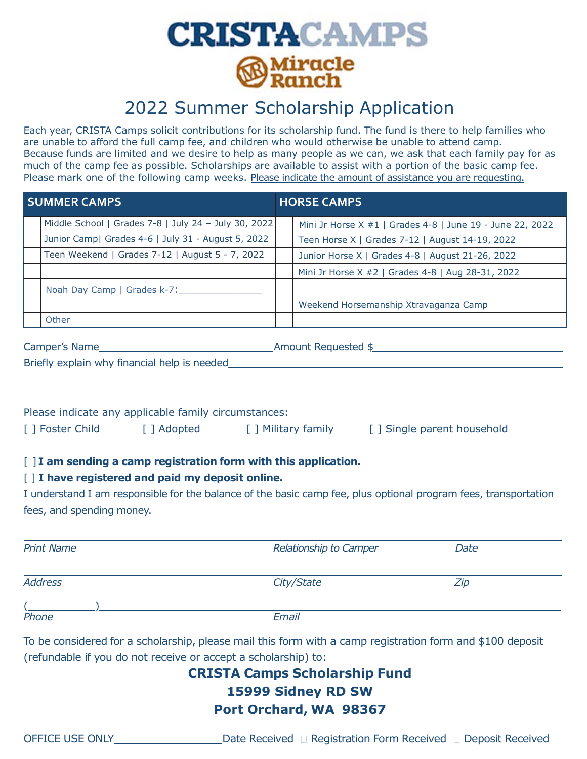# CRISTACAMPS

## Miracle Ranch

# 2022 Summer Scholarship Application

Each year, CRISTA Camps solicit contributions for its scholarship fund. The fund is there to help families who are unable to afford the full camp fee, and children who would otherwise be unable to attend camp. Because funds are limited and we desire to help as many people as we can, we ask that each family pay for as much of the camp fee as possible. Scholarships are available to assist with a portion of the basic camp fee. Please mark one of the following camp weeks. Please indicate the amount of assistance you are requesting.

| | SUMMER CAMPS | | HORSE CAMPS |
|---|---|---|---|
| | Middle School \| Grades 7-8 \| July 24 – July 30, 2022 | | Mini Jr Horse X #1 \| Grades 4-8 \| June 19 - June 22, 2022 |
| | Junior Camp\| Grades 4-6 \| July 31 - August 5, 2022 | | Teen Horse X \| Grades 7-12 \| August 14-19, 2022 |
| | Teen Weekend \| Grades 7-12 \| August 5 - 7, 2022 | | Junior Horse X \| Grades 4-8 \| August 21-26, 2022 |
| | | | Mini Jr Horse X #2 \| Grades 4-8 \| Aug 28-31, 2022 |
| | Noah Day Camp \| Grades k-7:_______________ | | |
| | | | Weekend Horsemanship Xtravaganza Camp |
| | Other | | |

Camper's Name_______________________________Amount Requested $_______________________________

Briefly explain why financial help is needed_______________________________________________________

___________________________________________________________________________________________

___________________________________________________________________________________________

Please indicate any applicable family circumstances:

[ ] Foster Child [ ] Adopted [ ] Military family [ ] Single parent household

[ ] **I am sending a camp registration form with this application.**

[ ] **I have registered and paid my deposit online.**

I understand I am responsible for the balance of the basic camp fee, plus optional program fees, transportation fees, and spending money.

___________________________________________________________________________________________

*Print Name* *Relationship to Camper* *Date*

___________________________________________________________________________________________

*Address* *City/State* *Zip*

(___________)______________________________________________________________________________

*Phone* *Email*

To be considered for a scholarship, please mail this form with a camp registration form and $100 deposit (refundable if you do not receive or accept a scholarship) to:

**CRISTA Camps Scholarship Fund**
**15999 Sidney RD SW**
**Port Orchard, WA 98367**

OFFICE USE ONLY__________________Date Received ☐ Registration Form Received ☐ Deposit Received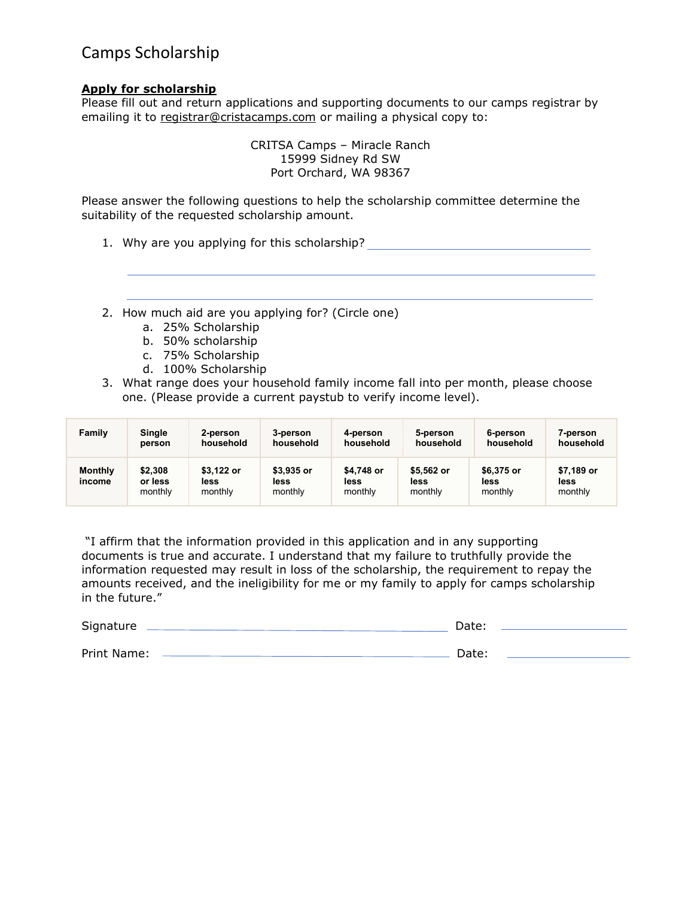# Camps Scholarship

**Apply for scholarship**

Please fill out and return applications and supporting documents to our camps registrar by emailing it to registrar@cristacamps.com or mailing a physical copy to:

CRITSA Camps – Miracle Ranch
15999 Sidney Rd SW
Port Orchard, WA 98367

Please answer the following questions to help the scholarship committee determine the suitability of the requested scholarship amount.

1. Why are you applying for this scholarship? ______________________________

   ______________________________________________________________

   ______________________________________________________________

2. How much aid are you applying for? (Circle one)
   a. 25% Scholarship
   b. 50% scholarship
   c. 75% Scholarship
   d. 100% Scholarship
3. What range does your household family income fall into per month, please choose one. (Please provide a current paystub to verify income level).

| Family | Single person | 2-person household | 3-person household | 4-person household | 5-person household | 6-person household | 7-person household |
|---|---|---|---|---|---|---|---|
| Monthly income | $2,308 or less monthly | $3,122 or less monthly | $3,935 or less monthly | $4,748 or less monthly | $5,562 or less monthly | $6,375 or less monthly | $7,189 or less monthly |

"I affirm that the information provided in this application and in any supporting documents is true and accurate. I understand that my failure to truthfully provide the information requested may result in loss of the scholarship, the requirement to repay the amounts received, and the ineligibility for me or my family to apply for camps scholarship in the future."

Signature ______________________________ Date: ______________

Print Name: ______________________________ Date: ______________